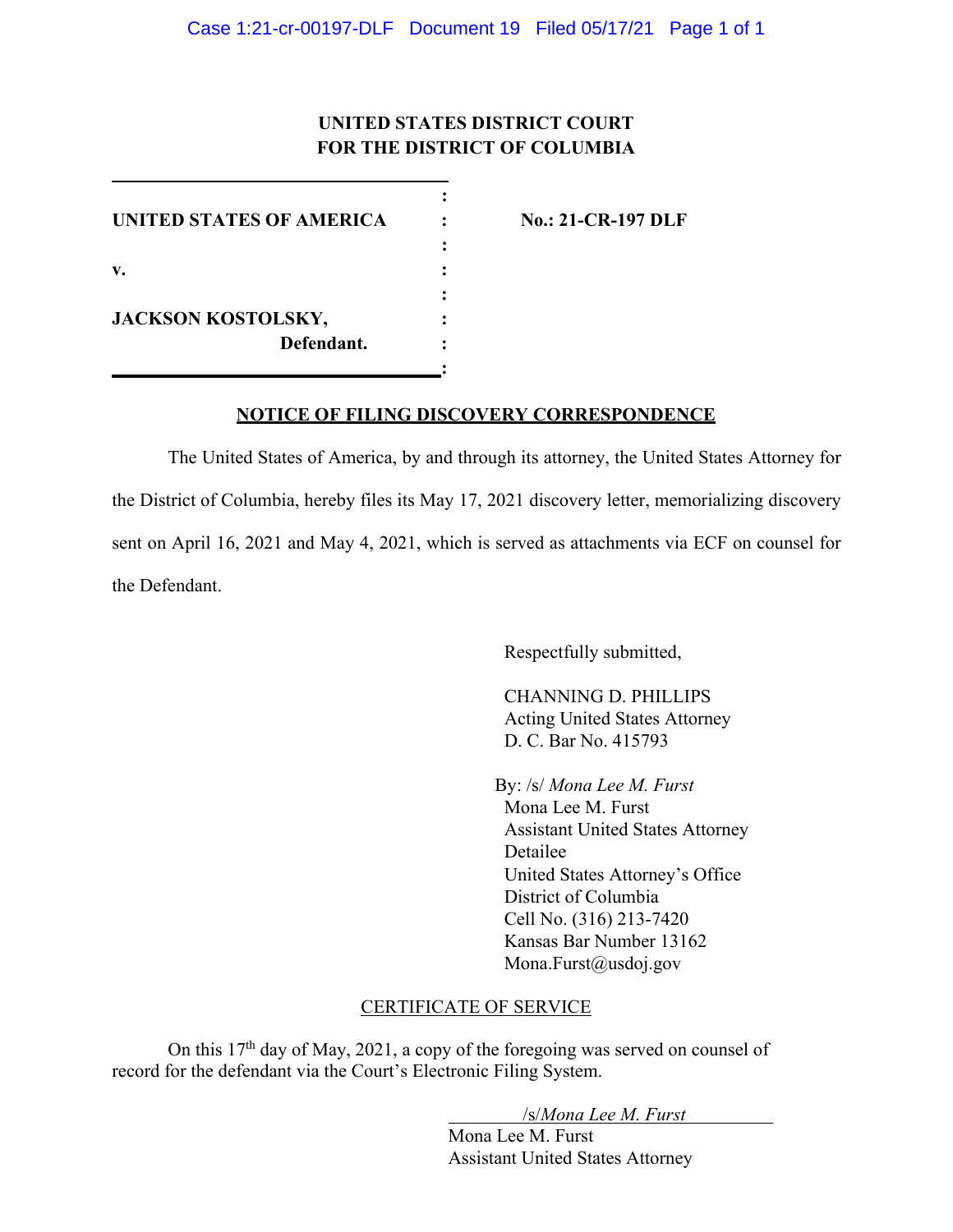**UNITED STATES DISTRICT COURT**
**FOR THE DISTRICT OF COLUMBIA**

| | | |
|---|---|---|
| **UNITED STATES OF AMERICA** | : | **No.: 21-CR-197 DLF** |
| **v.** | : | |
| **JACKSON KOSTOLSKY,** **Defendant.** | : | |

**NOTICE OF FILING DISCOVERY CORRESPONDENCE**

The United States of America, by and through its attorney, the United States Attorney for the District of Columbia, hereby files its May 17, 2021 discovery letter, memorializing discovery sent on April 16, 2021 and May 4, 2021, which is served as attachments via ECF on counsel for the Defendant.

Respectfully submitted,

CHANNING D. PHILLIPS
Acting United States Attorney
D. C. Bar No. 415793

By: /s/ *Mona Lee M. Furst*
Mona Lee M. Furst
Assistant United States Attorney
Detailee
United States Attorney's Office
District of Columbia
Cell No. (316) 213-7420
Kansas Bar Number 13162
Mona.Furst@usdoj.gov

CERTIFICATE OF SERVICE

On this 17th day of May, 2021, a copy of the foregoing was served on counsel of record for the defendant via the Court's Electronic Filing System.

/s/*Mona Lee M. Furst*
Mona Lee M. Furst
Assistant United States Attorney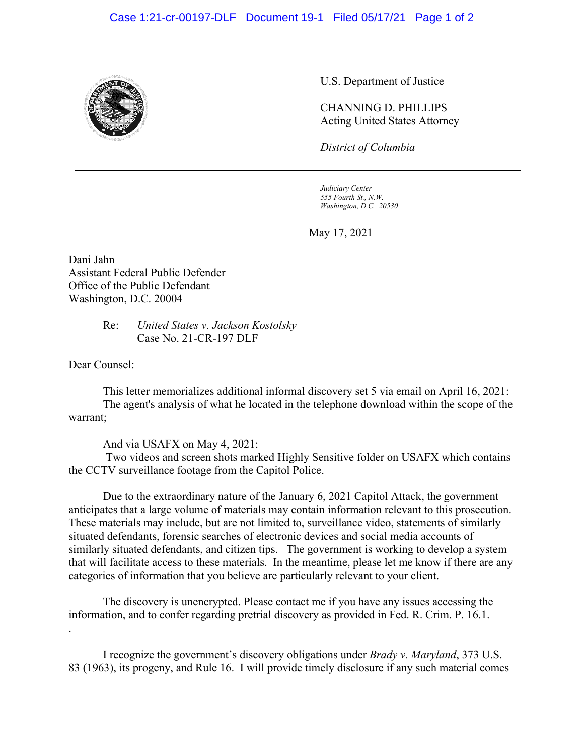U.S. Department of Justice

CHANNING D. PHILLIPS
Acting United States Attorney

*District of Columbia*

*Judiciary Center*
*555 Fourth St., N.W.*
*Washington, D.C. 20530*

May 17, 2021

Dani Jahn
Assistant Federal Public Defender
Office of the Public Defendant
Washington, D.C. 20004

Re: *United States v. Jackson Kostolsky*
Case No. 21-CR-197 DLF

Dear Counsel:

This letter memorializes additional informal discovery set 5 via email on April 16, 2021:
The agent's analysis of what he located in the telephone download within the scope of the warrant;

And via USAFX on May 4, 2021:
Two videos and screen shots marked Highly Sensitive folder on USAFX which contains the CCTV surveillance footage from the Capitol Police.

Due to the extraordinary nature of the January 6, 2021 Capitol Attack, the government anticipates that a large volume of materials may contain information relevant to this prosecution. These materials may include, but are not limited to, surveillance video, statements of similarly situated defendants, forensic searches of electronic devices and social media accounts of similarly situated defendants, and citizen tips. The government is working to develop a system that will facilitate access to these materials. In the meantime, please let me know if there are any categories of information that you believe are particularly relevant to your client.

The discovery is unencrypted. Please contact me if you have any issues accessing the information, and to confer regarding pretrial discovery as provided in Fed. R. Crim. P. 16.1.
.

I recognize the government's discovery obligations under *Brady v. Maryland*, 373 U.S. 83 (1963), its progeny, and Rule 16. I will provide timely disclosure if any such material comes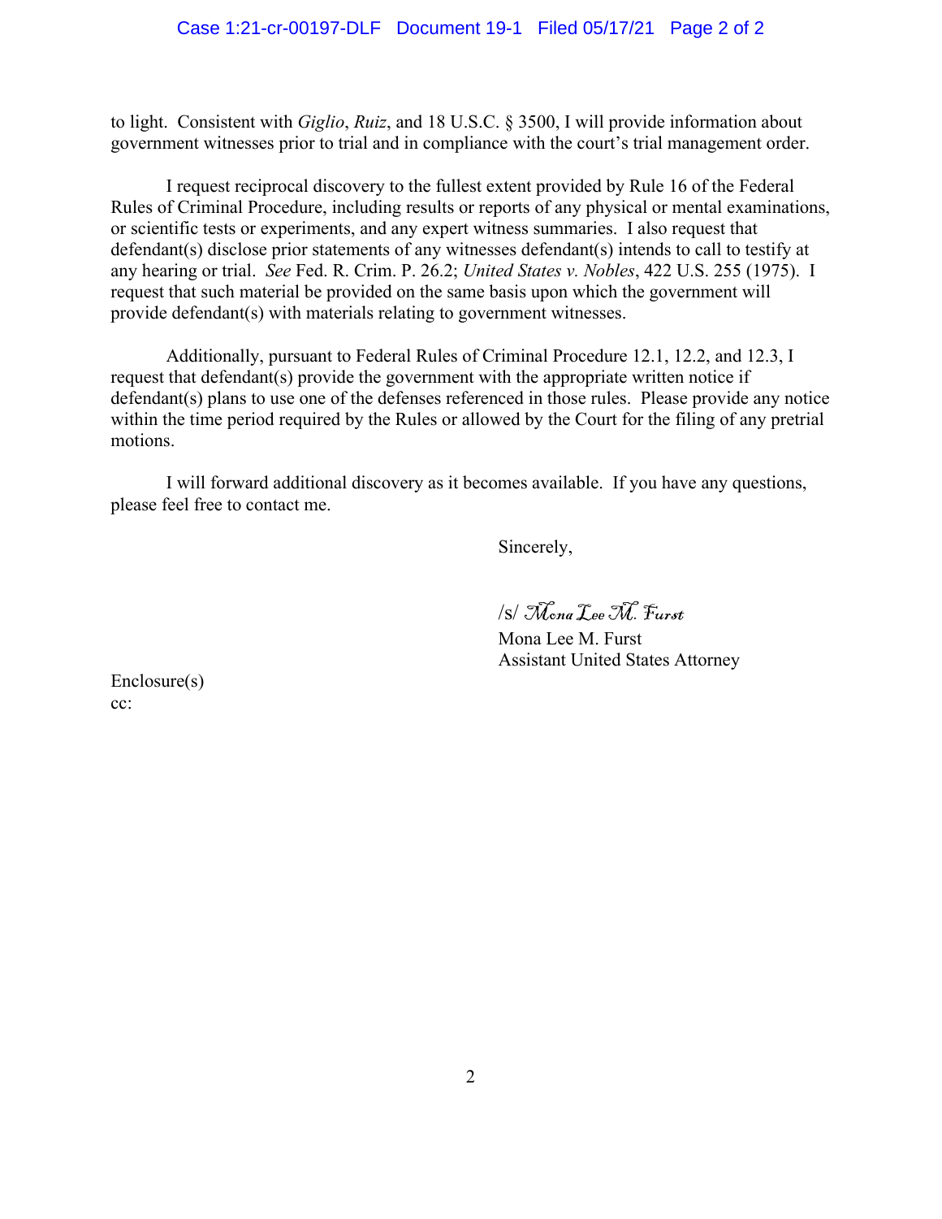to light. Consistent with *Giglio*, *Ruiz*, and 18 U.S.C. § 3500, I will provide information about government witnesses prior to trial and in compliance with the court's trial management order.

I request reciprocal discovery to the fullest extent provided by Rule 16 of the Federal Rules of Criminal Procedure, including results or reports of any physical or mental examinations, or scientific tests or experiments, and any expert witness summaries. I also request that defendant(s) disclose prior statements of any witnesses defendant(s) intends to call to testify at any hearing or trial. *See* Fed. R. Crim. P. 26.2; *United States v. Nobles*, 422 U.S. 255 (1975). I request that such material be provided on the same basis upon which the government will provide defendant(s) with materials relating to government witnesses.

Additionally, pursuant to Federal Rules of Criminal Procedure 12.1, 12.2, and 12.3, I request that defendant(s) provide the government with the appropriate written notice if defendant(s) plans to use one of the defenses referenced in those rules. Please provide any notice within the time period required by the Rules or allowed by the Court for the filing of any pretrial motions.

I will forward additional discovery as it becomes available. If you have any questions, please feel free to contact me.

Sincerely,

/s/ *Mona Lee M. Furst*
Mona Lee M. Furst
Assistant United States Attorney

Enclosure(s)
cc: